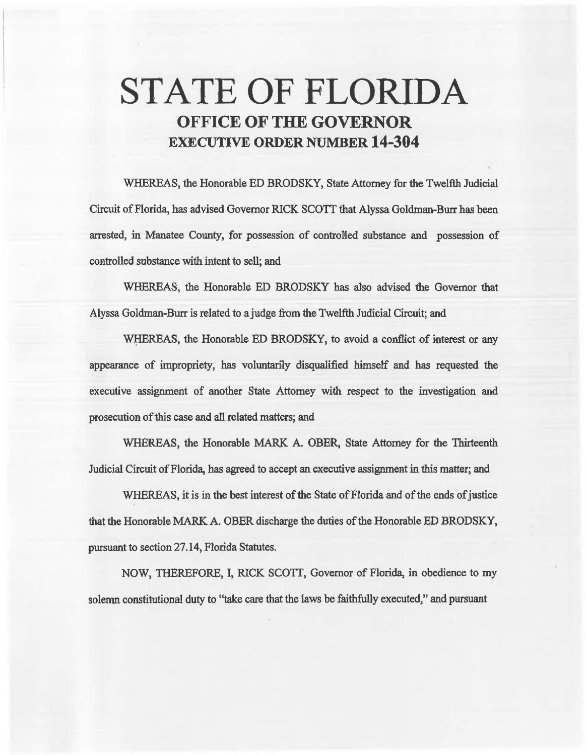# STATE OF FLORIDA

## OFFICE OF THE GOVERNOR

## EXECUTIVE ORDER NUMBER 14-304

WHEREAS, the Honorable ED BRODSKY, State Attorney for the Twelfth Judicial Circuit of Florida, has advised Governor RICK SCOTT that Alyssa Goldman-Burr has been arrested, in Manatee County, for possession of controlled substance and possession of controlled substance with intent to sell; and

WHEREAS, the Honorable ED BRODSKY has also advised the Governor that Alyssa Goldman-Burr is related to a judge from the Twelfth Judicial Circuit; and

WHEREAS, the Honorable ED BRODSKY, to avoid a conflict of interest or any appearance of impropriety, has voluntarily disqualified himself and has requested the executive assignment of another State Attorney with respect to the investigation and prosecution of this case and all related matters; and

WHEREAS, the Honorable MARK A. OBER, State Attorney for the Thirteenth Judicial Circuit of Florida, has agreed to accept an executive assignment in this matter; and

WHEREAS, it is in the best interest of the State of Florida and of the ends of justice that the Honorable MARK A. OBER discharge the duties of the Honorable ED BRODSKY, pursuant to section 27.14, Florida Statutes.

NOW, THEREFORE, I, RICK SCOTT, Governor of Florida, in obedience to my solemn constitutional duty to "take care that the laws be faithfully executed," and pursuant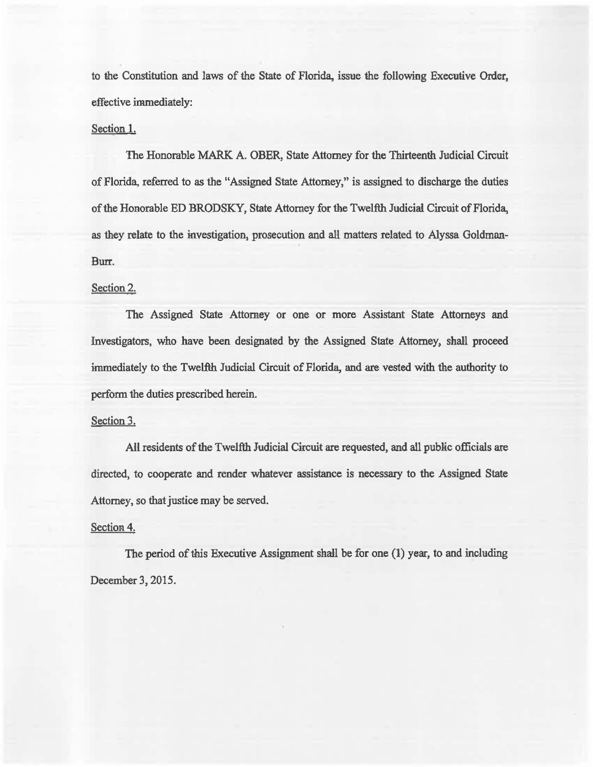to the Constitution and laws of the State of Florida, issue the following Executive Order, effective immediately:

Section 1.

The Honorable MARK A. OBER, State Attorney for the Thirteenth Judicial Circuit of Florida, referred to as the "Assigned State Attorney," is assigned to discharge the duties of the Honorable ED BRODSKY, State Attorney for the Twelfth Judicial Circuit of Florida, as they relate to the investigation, prosecution and all matters related to Alyssa Goldman-Burr.

Section 2.

The Assigned State Attorney or one or more Assistant State Attorneys and Investigators, who have been designated by the Assigned State Attorney, shall proceed immediately to the Twelfth Judicial Circuit of Florida, and are vested with the authority to perform the duties prescribed herein.

Section 3.

All residents of the Twelfth Judicial Circuit are requested, and all public officials are directed, to cooperate and render whatever assistance is necessary to the Assigned State Attorney, so that justice may be served.

Section 4.

The period of this Executive Assignment shall be for one (1) year, to and including December 3, 2015.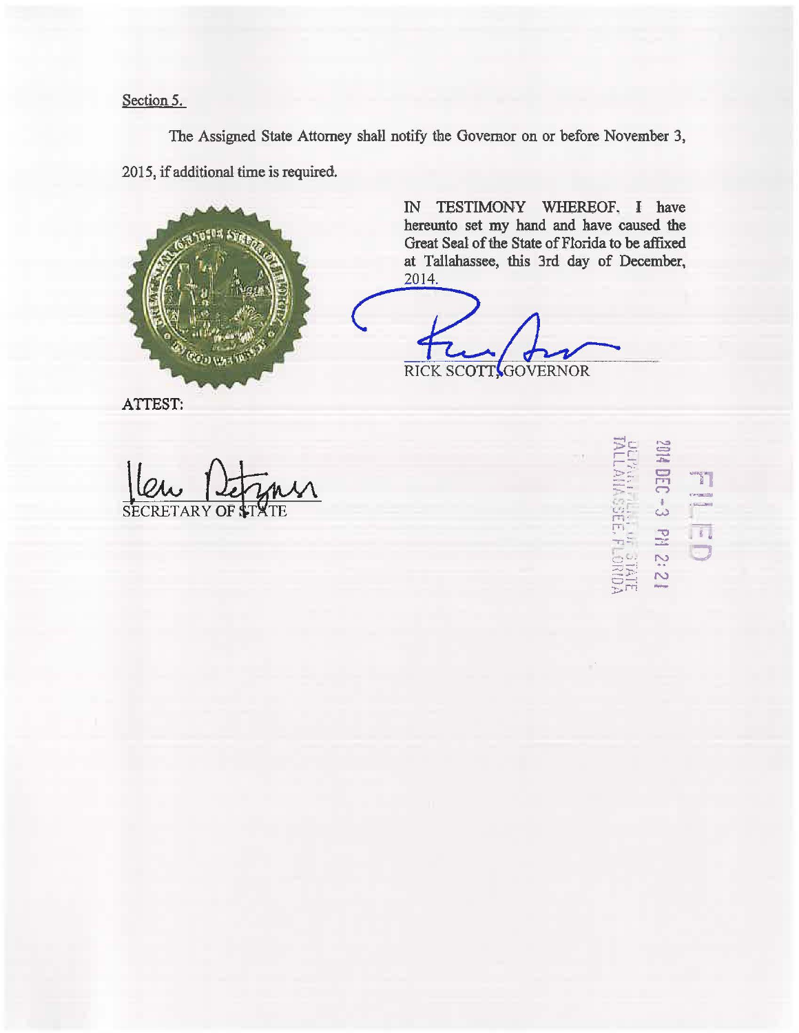Section 5.

The Assigned State Attorney shall notify the Governor on or before November 3, 2015, if additional time is required.

IN TESTIMONY WHEREOF, I have hereunto set my hand and have caused the Great Seal of the State of Florida to be affixed at Tallahassee, this 3rd day of December, 2014.

RICK SCOTT, GOVERNOR

ATTEST:

SECRETARY OF STATE

FILED

2014 DEC -3 PM 2:21

DEPARTMENT OF STATE
TALLAHASSEE, FLORIDA